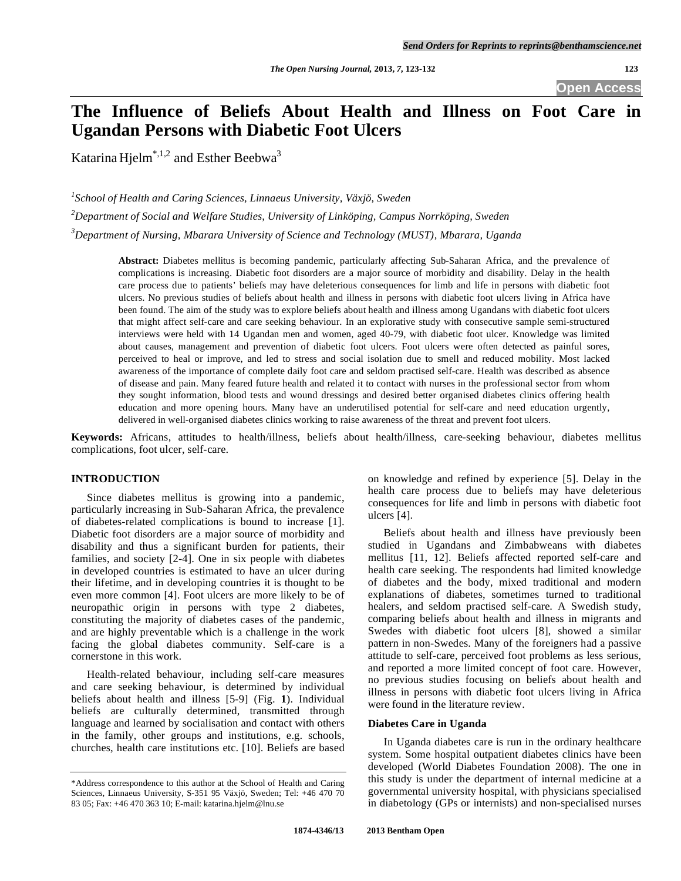# The Influence of Beliefs About Health and Illness on Foot Care in Ugandan Persons with Diabetic Foot Ulcers

Katarina Hjelm[*,1,2] and Esther Beebwa[3]

[1]*School of Health and Caring Sciences, Linnaeus University, Växjö, Sweden*

[2]*Department of Social and Welfare Studies, University of Linköping, Campus Norrköping, Sweden*

[3]*Department of Nursing, Mbarara University of Science and Technology (MUST), Mbarara, Uganda*

**Abstract:** Diabetes mellitus is becoming pandemic, particularly affecting Sub-Saharan Africa, and the prevalence of complications is increasing. Diabetic foot disorders are a major source of morbidity and disability. Delay in the health care process due to patients' beliefs may have deleterious consequences for limb and life in persons with diabetic foot ulcers. No previous studies of beliefs about health and illness in persons with diabetic foot ulcers living in Africa have been found. The aim of the study was to explore beliefs about health and illness among Ugandans with diabetic foot ulcers that might affect self-care and care seeking behaviour. In an explorative study with consecutive sample semi-structured interviews were held with 14 Ugandan men and women, aged 40-79, with diabetic foot ulcer. Knowledge was limited about causes, management and prevention of diabetic foot ulcers. Foot ulcers were often detected as painful sores, perceived to heal or improve, and led to stress and social isolation due to smell and reduced mobility. Most lacked awareness of the importance of complete daily foot care and seldom practised self-care. Health was described as absence of disease and pain. Many feared future health and related it to contact with nurses in the professional sector from whom they sought information, blood tests and wound dressings and desired better organised diabetes clinics offering health education and more opening hours. Many have an underutilised potential for self-care and need education urgently, delivered in well-organised diabetes clinics working to raise awareness of the threat and prevent foot ulcers.

**Keywords:** Africans, attitudes to health/illness, beliefs about health/illness, care-seeking behaviour, diabetes mellitus complications, foot ulcer, self-care.

## INTRODUCTION

Since diabetes mellitus is growing into a pandemic, particularly increasing in Sub-Saharan Africa, the prevalence of diabetes-related complications is bound to increase [1]. Diabetic foot disorders are a major source of morbidity and disability and thus a significant burden for patients, their families, and society [2-4]. One in six people with diabetes in developed countries is estimated to have an ulcer during their lifetime, and in developing countries it is thought to be even more common [4]. Foot ulcers are more likely to be of neuropathic origin in persons with type 2 diabetes, constituting the majority of diabetes cases of the pandemic, and are highly preventable which is a challenge in the work facing the global diabetes community. Self-care is a cornerstone in this work.

Health-related behaviour, including self-care measures and care seeking behaviour, is determined by individual beliefs about health and illness [5-9] (Fig. **1**). Individual beliefs are culturally determined, transmitted through language and learned by socialisation and contact with others in the family, other groups and institutions, e.g. schools, churches, health care institutions etc. [10]. Beliefs are based on knowledge and refined by experience [5]. Delay in the health care process due to beliefs may have deleterious consequences for life and limb in persons with diabetic foot ulcers [4].

Beliefs about health and illness have previously been studied in Ugandans and Zimbabweans with diabetes mellitus [11, 12]. Beliefs affected reported self-care and health care seeking. The respondents had limited knowledge of diabetes and the body, mixed traditional and modern explanations of diabetes, sometimes turned to traditional healers, and seldom practised self-care. A Swedish study, comparing beliefs about health and illness in migrants and Swedes with diabetic foot ulcers [8], showed a similar pattern in non-Swedes. Many of the foreigners had a passive attitude to self-care, perceived foot problems as less serious, and reported a more limited concept of foot care. However, no previous studies focusing on beliefs about health and illness in persons with diabetic foot ulcers living in Africa were found in the literature review.

### Diabetes Care in Uganda

In Uganda diabetes care is run in the ordinary healthcare system. Some hospital outpatient diabetes clinics have been developed (World Diabetes Foundation 2008). The one in this study is under the department of internal medicine at a governmental university hospital, with physicians specialised in diabetology (GPs or internists) and non-specialised nurses

*Address correspondence to this author at the School of Health and Caring Sciences, Linnaeus University, S-351 95 Växjö, Sweden; Tel: +46 470 70 83 05; Fax: +46 470 363 10; E-mail: katarina.hjelm@lnu.se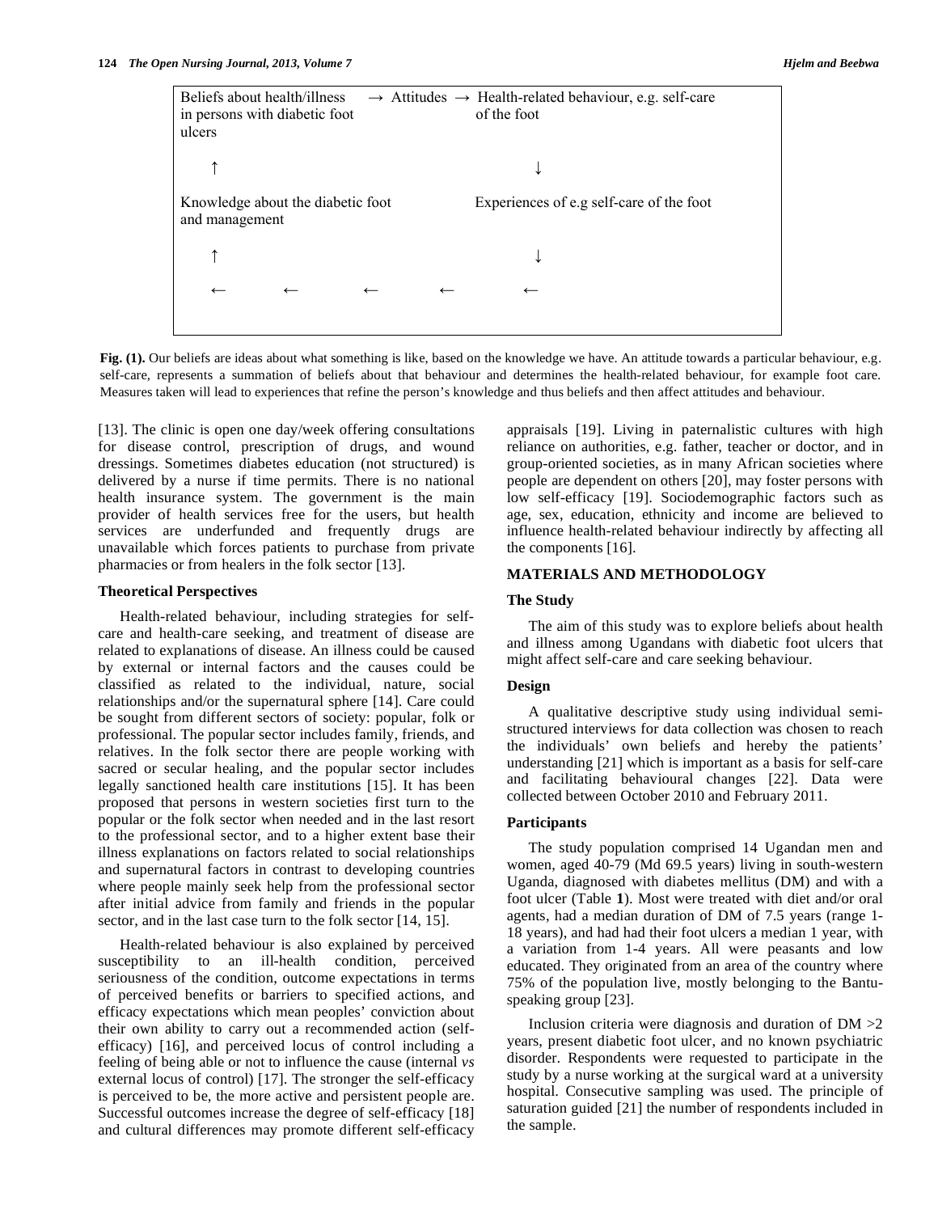Beliefs about health/illness in persons with diabetic foot ulcers → Attitudes → Health-related behaviour, e.g. self-care of the foot

↑ ↓

Knowledge about the diabetic foot and management     Experiences of e.g self-care of the foot

↑ ↓

← ← ← ← ←

**Fig. (1).** Our beliefs are ideas about what something is like, based on the knowledge we have. An attitude towards a particular behaviour, e.g. self-care, represents a summation of beliefs about that behaviour and determines the health-related behaviour, for example foot care. Measures taken will lead to experiences that refine the person's knowledge and thus beliefs and then affect attitudes and behaviour.

[13]. The clinic is open one day/week offering consultations for disease control, prescription of drugs, and wound dressings. Sometimes diabetes education (not structured) is delivered by a nurse if time permits. There is no national health insurance system. The government is the main provider of health services free for the users, but health services are underfunded and frequently drugs are unavailable which forces patients to purchase from private pharmacies or from healers in the folk sector [13].

### Theoretical Perspectives

Health-related behaviour, including strategies for self-care and health-care seeking, and treatment of disease are related to explanations of disease. An illness could be caused by external or internal factors and the causes could be classified as related to the individual, nature, social relationships and/or the supernatural sphere [14]. Care could be sought from different sectors of society: popular, folk or professional. The popular sector includes family, friends, and relatives. In the folk sector there are people working with sacred or secular healing, and the popular sector includes legally sanctioned health care institutions [15]. It has been proposed that persons in western societies first turn to the popular or the folk sector when needed and in the last resort to the professional sector, and to a higher extent base their illness explanations on factors related to social relationships and supernatural factors in contrast to developing countries where people mainly seek help from the professional sector after initial advice from family and friends in the popular sector, and in the last case turn to the folk sector [14, 15].

Health-related behaviour is also explained by perceived susceptibility to an ill-health condition, perceived seriousness of the condition, outcome expectations in terms of perceived benefits or barriers to specified actions, and efficacy expectations which mean peoples' conviction about their own ability to carry out a recommended action (self-efficacy) [16], and perceived locus of control including a feeling of being able or not to influence the cause (internal *vs* external locus of control) [17]. The stronger the self-efficacy is perceived to be, the more active and persistent people are. Successful outcomes increase the degree of self-efficacy [18] and cultural differences may promote different self-efficacy appraisals [19]. Living in paternalistic cultures with high reliance on authorities, e.g. father, teacher or doctor, and in group-oriented societies, as in many African societies where people are dependent on others [20], may foster persons with low self-efficacy [19]. Sociodemographic factors such as age, sex, education, ethnicity and income are believed to influence health-related behaviour indirectly by affecting all the components [16].

## MATERIALS AND METHODOLOGY

### The Study

The aim of this study was to explore beliefs about health and illness among Ugandans with diabetic foot ulcers that might affect self-care and care seeking behaviour.

### Design

A qualitative descriptive study using individual semi-structured interviews for data collection was chosen to reach the individuals' own beliefs and hereby the patients' understanding [21] which is important as a basis for self-care and facilitating behavioural changes [22]. Data were collected between October 2010 and February 2011.

### Participants

The study population comprised 14 Ugandan men and women, aged 40-79 (Md 69.5 years) living in south-western Uganda, diagnosed with diabetes mellitus (DM) and with a foot ulcer (Table **1**). Most were treated with diet and/or oral agents, had a median duration of DM of 7.5 years (range 1-18 years), and had had their foot ulcers a median 1 year, with a variation from 1-4 years. All were peasants and low educated. They originated from an area of the country where 75% of the population live, mostly belonging to the Bantu-speaking group [23].

Inclusion criteria were diagnosis and duration of DM >2 years, present diabetic foot ulcer, and no known psychiatric disorder. Respondents were requested to participate in the study by a nurse working at the surgical ward at a university hospital. Consecutive sampling was used. The principle of saturation guided [21] the number of respondents included in the sample.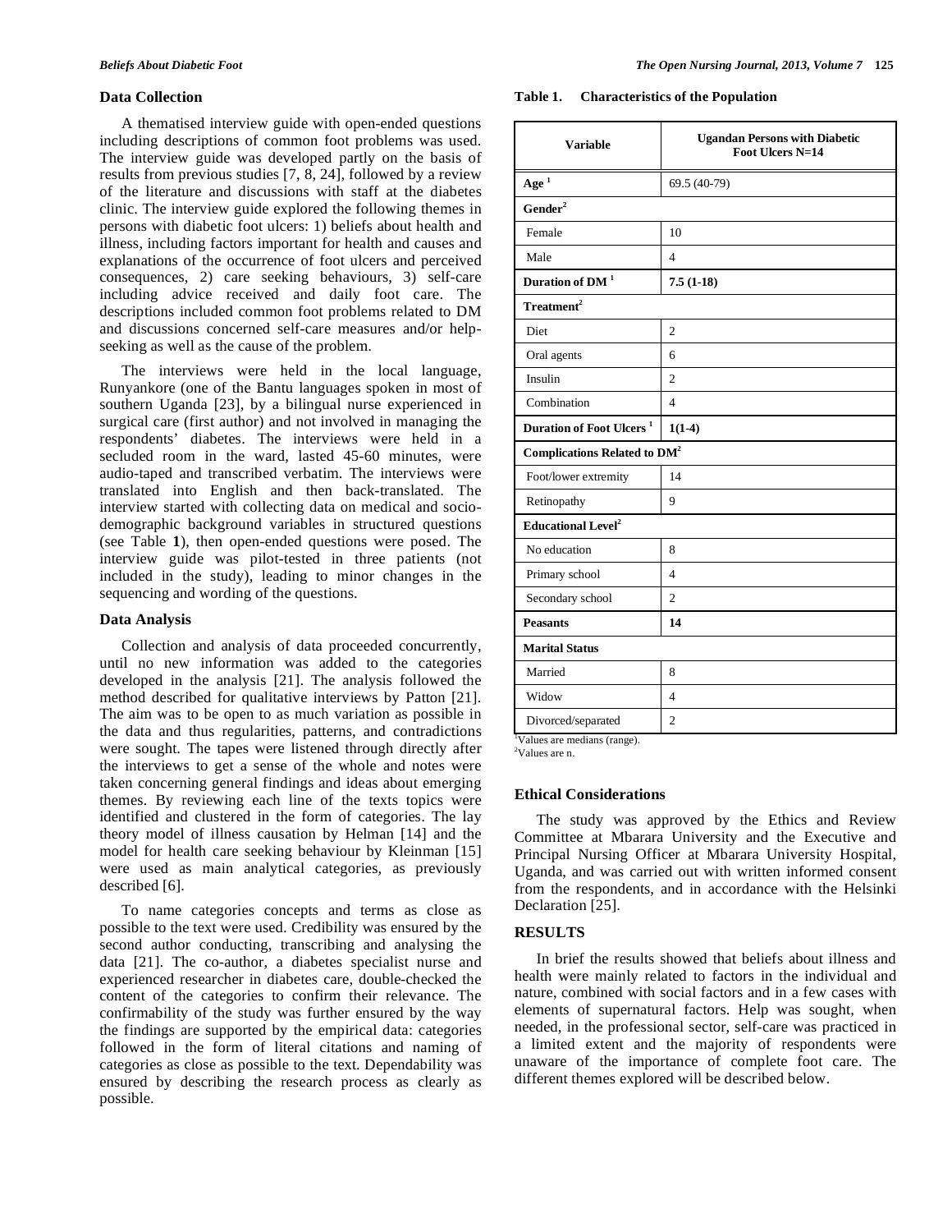### Data Collection

A thematised interview guide with open-ended questions including descriptions of common foot problems was used. The interview guide was developed partly on the basis of results from previous studies [7, 8, 24], followed by a review of the literature and discussions with staff at the diabetes clinic. The interview guide explored the following themes in persons with diabetic foot ulcers: 1) beliefs about health and illness, including factors important for health and causes and explanations of the occurrence of foot ulcers and perceived consequences, 2) care seeking behaviours, 3) self-care including advice received and daily foot care. The descriptions included common foot problems related to DM and discussions concerned self-care measures and/or help-seeking as well as the cause of the problem.

The interviews were held in the local language, Runyankore (one of the Bantu languages spoken in most of southern Uganda [23], by a bilingual nurse experienced in surgical care (first author) and not involved in managing the respondents' diabetes. The interviews were held in a secluded room in the ward, lasted 45-60 minutes, were audio-taped and transcribed verbatim. The interviews were translated into English and then back-translated. The interview started with collecting data on medical and socio-demographic background variables in structured questions (see Table **1**), then open-ended questions were posed. The interview guide was pilot-tested in three patients (not included in the study), leading to minor changes in the sequencing and wording of the questions.

### Data Analysis

Collection and analysis of data proceeded concurrently, until no new information was added to the categories developed in the analysis [21]. The analysis followed the method described for qualitative interviews by Patton [21]. The aim was to be open to as much variation as possible in the data and thus regularities, patterns, and contradictions were sought. The tapes were listened through directly after the interviews to get a sense of the whole and notes were taken concerning general findings and ideas about emerging themes. By reviewing each line of the texts topics were identified and clustered in the form of categories. The lay theory model of illness causation by Helman [14] and the model for health care seeking behaviour by Kleinman [15] were used as main analytical categories, as previously described [6].

To name categories concepts and terms as close as possible to the text were used. Credibility was ensured by the second author conducting, transcribing and analysing the data [21]. The co-author, a diabetes specialist nurse and experienced researcher in diabetes care, double-checked the content of the categories to confirm their relevance. The confirmability of the study was further ensured by the way the findings are supported by the empirical data: categories followed in the form of literal citations and naming of categories as close as possible to the text. Dependability was ensured by describing the research process as clearly as possible.

**Table 1. Characteristics of the Population**

| Variable | Ugandan Persons with Diabetic Foot Ulcers N=14 |
|---|---|
| **Age** [1] | 69.5 (40-79) |
| **Gender**[2] | |
| Female | 10 |
| Male | 4 |
| **Duration of DM** [1] | **7.5 (1-18)** |
| **Treatment**[2] | |
| Diet | 2 |
| Oral agents | 6 |
| Insulin | 2 |
| Combination | 4 |
| **Duration of Foot Ulcers** [1] | **1(1-4)** |
| **Complications Related to DM**[2] | |
| Foot/lower extremity | 14 |
| Retinopathy | 9 |
| **Educational Level**[2] | |
| No education | 8 |
| Primary school | 4 |
| Secondary school | 2 |
| **Peasants** | **14** |
| **Marital Status** | |
| Married | 8 |
| Widow | 4 |
| Divorced/separated | 2 |

[1]Values are medians (range).
[2]Values are n.

### Ethical Considerations

The study was approved by the Ethics and Review Committee at Mbarara University and the Executive and Principal Nursing Officer at Mbarara University Hospital, Uganda, and was carried out with written informed consent from the respondents, and in accordance with the Helsinki Declaration [25].

## RESULTS

In brief the results showed that beliefs about illness and health were mainly related to factors in the individual and nature, combined with social factors and in a few cases with elements of supernatural factors. Help was sought, when needed, in the professional sector, self-care was practiced in a limited extent and the majority of respondents were unaware of the importance of complete foot care. The different themes explored will be described below.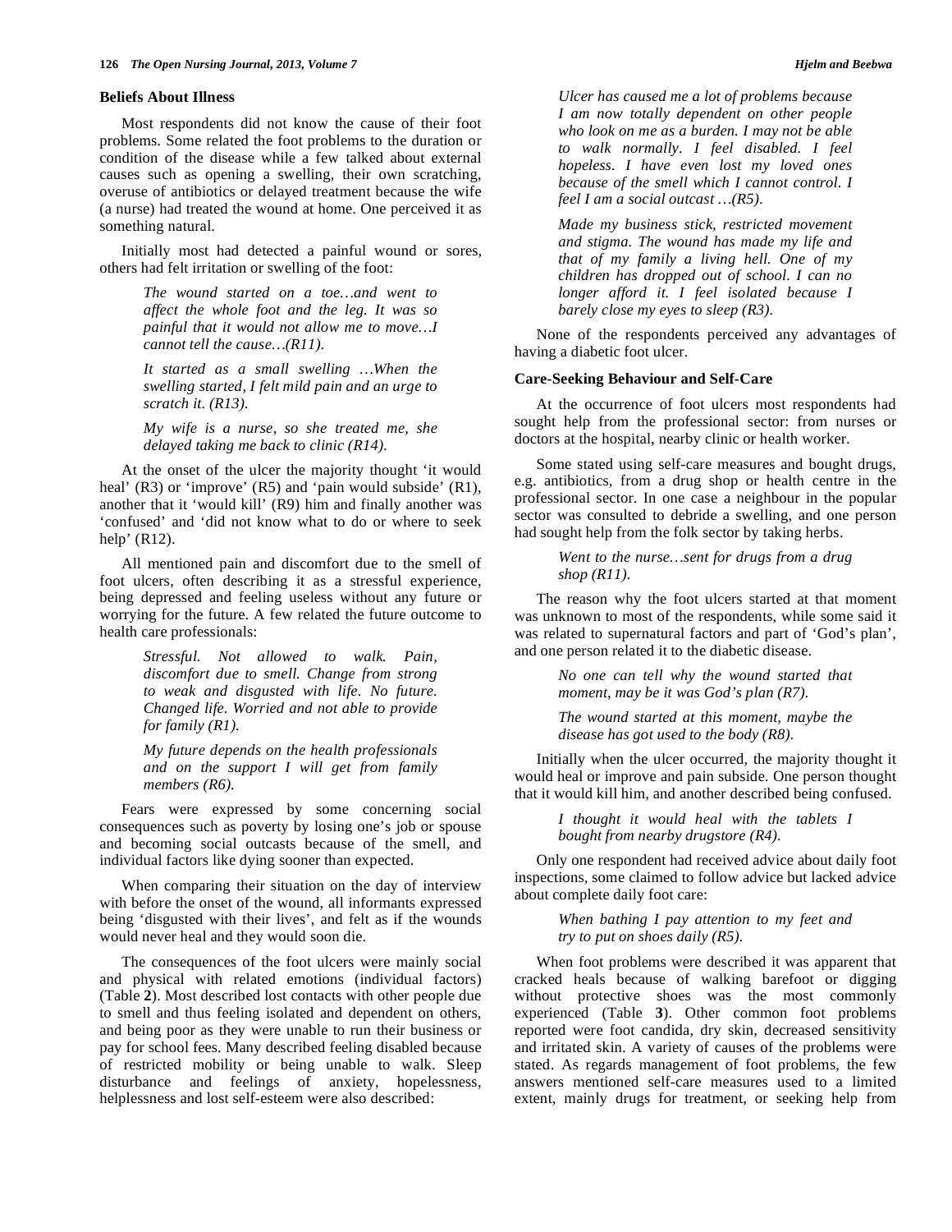### Beliefs About Illness

Most respondents did not know the cause of their foot problems. Some related the foot problems to the duration or condition of the disease while a few talked about external causes such as opening a swelling, their own scratching, overuse of antibiotics or delayed treatment because the wife (a nurse) had treated the wound at home. One perceived it as something natural.

Initially most had detected a painful wound or sores, others had felt irritation or swelling of the foot:

> *The wound started on a toe…and went to affect the whole foot and the leg. It was so painful that it would not allow me to move…I cannot tell the cause…(R11).*

> *It started as a small swelling …When the swelling started, I felt mild pain and an urge to scratch it. (R13).*

> *My wife is a nurse, so she treated me, she delayed taking me back to clinic (R14).*

At the onset of the ulcer the majority thought 'it would heal' (R3) or 'improve' (R5) and 'pain would subside' (R1), another that it 'would kill' (R9) him and finally another was 'confused' and 'did not know what to do or where to seek help' (R12).

All mentioned pain and discomfort due to the smell of foot ulcers, often describing it as a stressful experience, being depressed and feeling useless without any future or worrying for the future. A few related the future outcome to health care professionals:

> *Stressful. Not allowed to walk. Pain, discomfort due to smell. Change from strong to weak and disgusted with life. No future. Changed life. Worried and not able to provide for family (R1).*

> *My future depends on the health professionals and on the support I will get from family members (R6).*

Fears were expressed by some concerning social consequences such as poverty by losing one's job or spouse and becoming social outcasts because of the smell, and individual factors like dying sooner than expected.

When comparing their situation on the day of interview with before the onset of the wound, all informants expressed being 'disgusted with their lives', and felt as if the wounds would never heal and they would soon die.

The consequences of the foot ulcers were mainly social and physical with related emotions (individual factors) (Table **2**). Most described lost contacts with other people due to smell and thus feeling isolated and dependent on others, and being poor as they were unable to run their business or pay for school fees. Many described feeling disabled because of restricted mobility or being unable to walk. Sleep disturbance and feelings of anxiety, hopelessness, helplessness and lost self-esteem were also described:

> *Ulcer has caused me a lot of problems because I am now totally dependent on other people who look on me as a burden. I may not be able to walk normally. I feel disabled. I feel hopeless. I have even lost my loved ones because of the smell which I cannot control. I feel I am a social outcast …(R5).*

> *Made my business stick, restricted movement and stigma. The wound has made my life and that of my family a living hell. One of my children has dropped out of school. I can no longer afford it. I feel isolated because I barely close my eyes to sleep (R3).*

None of the respondents perceived any advantages of having a diabetic foot ulcer.

### Care-Seeking Behaviour and Self-Care

At the occurrence of foot ulcers most respondents had sought help from the professional sector: from nurses or doctors at the hospital, nearby clinic or health worker.

Some stated using self-care measures and bought drugs, e.g. antibiotics, from a drug shop or health centre in the professional sector. In one case a neighbour in the popular sector was consulted to debride a swelling, and one person had sought help from the folk sector by taking herbs.

> *Went to the nurse…sent for drugs from a drug shop (R11).*

The reason why the foot ulcers started at that moment was unknown to most of the respondents, while some said it was related to supernatural factors and part of 'God's plan', and one person related it to the diabetic disease.

> *No one can tell why the wound started that moment, may be it was God's plan (R7).*

> *The wound started at this moment, maybe the disease has got used to the body (R8).*

Initially when the ulcer occurred, the majority thought it would heal or improve and pain subside. One person thought that it would kill him, and another described being confused.

> *I thought it would heal with the tablets I bought from nearby drugstore (R4).*

Only one respondent had received advice about daily foot inspections, some claimed to follow advice but lacked advice about complete daily foot care:

> *When bathing I pay attention to my feet and try to put on shoes daily (R5).*

When foot problems were described it was apparent that cracked heals because of walking barefoot or digging without protective shoes was the most commonly experienced (Table **3**). Other common foot problems reported were foot candida, dry skin, decreased sensitivity and irritated skin. A variety of causes of the problems were stated. As regards management of foot problems, the few answers mentioned self-care measures used to a limited extent, mainly drugs for treatment, or seeking help from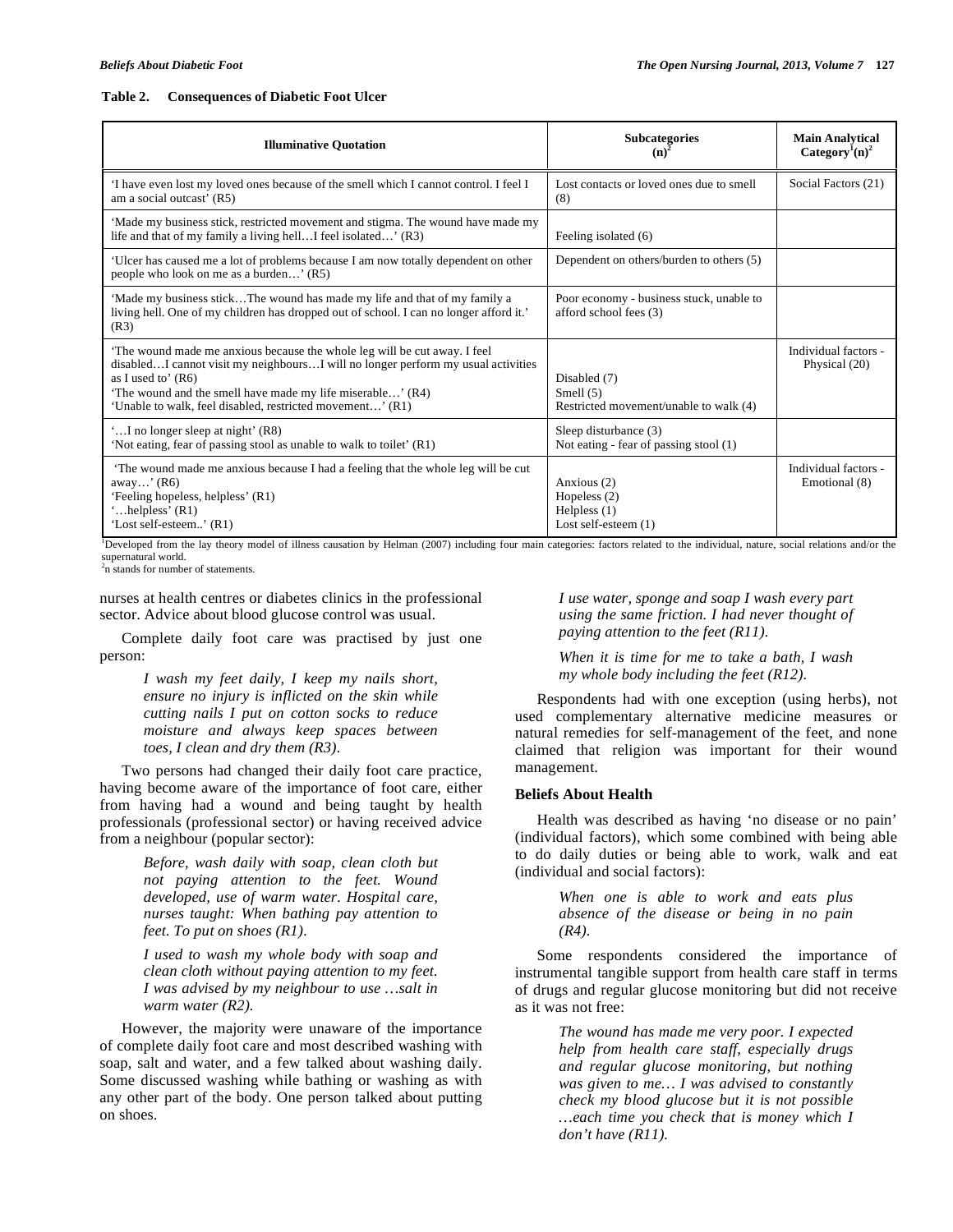**Table 2. Consequences of Diabetic Foot Ulcer**

| Illuminative Quotation | Subcategories (n)[2] | Main Analytical Category[1](n)[2] |
|---|---|---|
| 'I have even lost my loved ones because of the smell which I cannot control. I feel I am a social outcast' (R5) | Lost contacts or loved ones due to smell (8) | Social Factors (21) |
| 'Made my business stick, restricted movement and stigma. The wound have made my life and that of my family a living hell…I feel isolated…' (R3) | Feeling isolated (6) | |
| 'Ulcer has caused me a lot of problems because I am now totally dependent on other people who look on me as a burden…' (R5) | Dependent on others/burden to others (5) | |
| 'Made my business stick…The wound has made my life and that of my family a living hell. One of my children has dropped out of school. I can no longer afford it.' (R3) | Poor economy - business stuck, unable to afford school fees (3) | |
| 'The wound made me anxious because the whole leg will be cut away. I feel disabled…I cannot visit my neighbours…I will no longer perform my usual activities as I used to' (R6)<br>'The wound and the smell have made my life miserable…' (R4)<br>'Unable to walk, feel disabled, restricted movement…' (R1) | Disabled (7)<br>Smell (5)<br>Restricted movement/unable to walk (4) | Individual factors - Physical (20) |
| '…I no longer sleep at night' (R8)<br>'Not eating, fear of passing stool as unable to walk to toilet' (R1) | Sleep disturbance (3)<br>Not eating - fear of passing stool (1) | |
| 'The wound made me anxious because I had a feeling that the whole leg will be cut away…' (R6)<br>'Feeling hopeless, helpless' (R1)<br>'…helpless' (R1)<br>'Lost self-esteem..' (R1) | Anxious (2)<br>Hopeless (2)<br>Helpless (1)<br>Lost self-esteem (1) | Individual factors - Emotional (8) |

[1]Developed from the lay theory model of illness causation by Helman (2007) including four main categories: factors related to the individual, nature, social relations and/or the supernatural world.
[2]n stands for number of statements.

nurses at health centres or diabetes clinics in the professional sector. Advice about blood glucose control was usual.

Complete daily foot care was practised by just one person:

> *I wash my feet daily, I keep my nails short, ensure no injury is inflicted on the skin while cutting nails I put on cotton socks to reduce moisture and always keep spaces between toes, I clean and dry them (R3).*

Two persons had changed their daily foot care practice, having become aware of the importance of foot care, either from having had a wound and being taught by health professionals (professional sector) or having received advice from a neighbour (popular sector):

> *Before, wash daily with soap, clean cloth but not paying attention to the feet. Wound developed, use of warm water. Hospital care, nurses taught: When bathing pay attention to feet. To put on shoes (R1).*

> *I used to wash my whole body with soap and clean cloth without paying attention to my feet. I was advised by my neighbour to use …salt in warm water (R2).*

However, the majority were unaware of the importance of complete daily foot care and most described washing with soap, salt and water, and a few talked about washing daily. Some discussed washing while bathing or washing as with any other part of the body. One person talked about putting on shoes.

> *I use water, sponge and soap I wash every part using the same friction. I had never thought of paying attention to the feet (R11).*

> *When it is time for me to take a bath, I wash my whole body including the feet (R12).*

Respondents had with one exception (using herbs), not used complementary alternative medicine measures or natural remedies for self-management of the feet, and none claimed that religion was important for their wound management.

## Beliefs About Health

Health was described as having 'no disease or no pain' (individual factors), which some combined with being able to do daily duties or being able to work, walk and eat (individual and social factors):

> *When one is able to work and eats plus absence of the disease or being in no pain (R4).*

Some respondents considered the importance of instrumental tangible support from health care staff in terms of drugs and regular glucose monitoring but did not receive as it was not free:

> *The wound has made me very poor. I expected help from health care staff, especially drugs and regular glucose monitoring, but nothing was given to me… I was advised to constantly check my blood glucose but it is not possible …each time you check that is money which I don't have (R11).*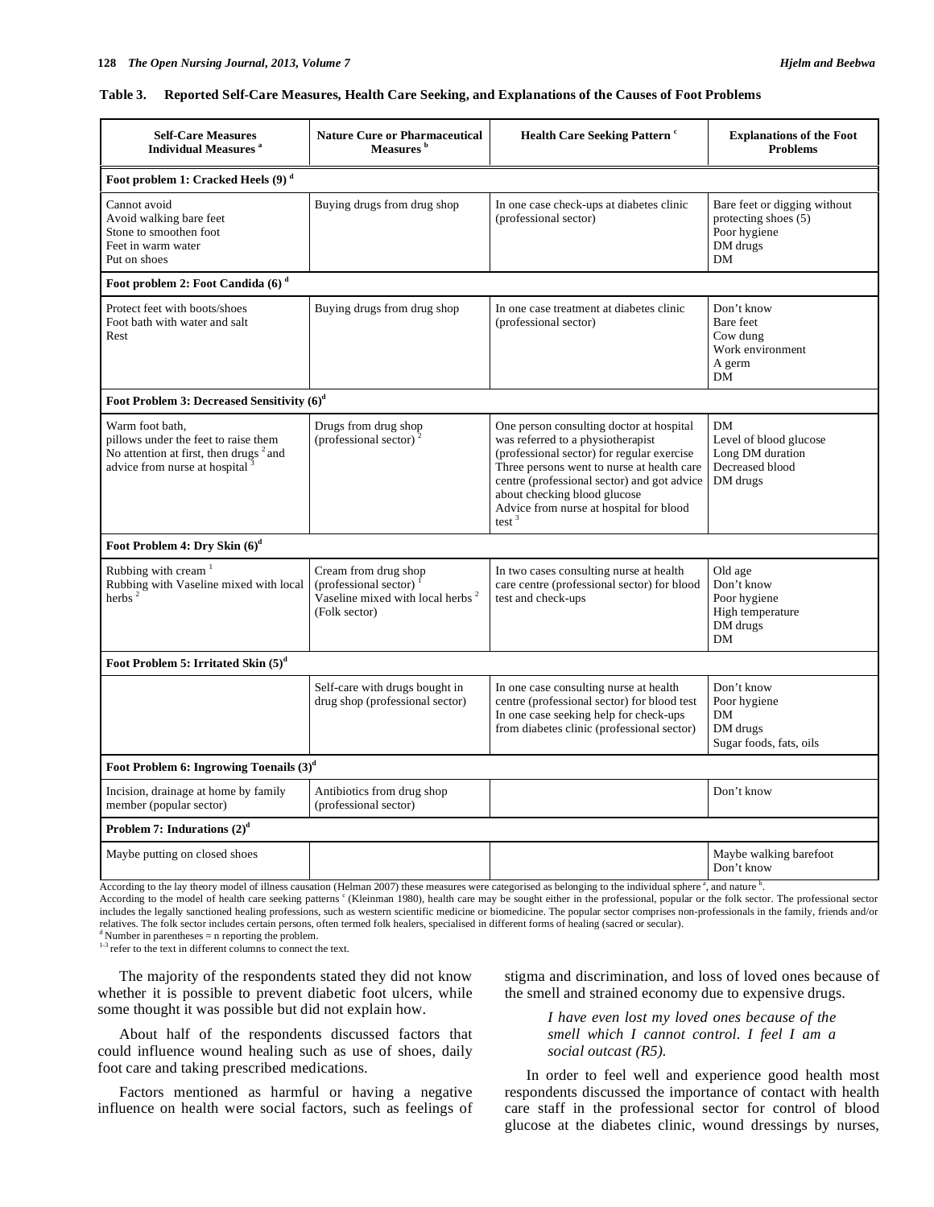**Table 3. Reported Self-Care Measures, Health Care Seeking, and Explanations of the Causes of Foot Problems**

| Self-Care Measures Individual Measures [a] | Nature Cure or Pharmaceutical Measures [b] | Health Care Seeking Pattern [c] | Explanations of the Foot Problems |
|---|---|---|---|
| **Foot problem 1: Cracked Heels (9) [d]** | | | |
| Cannot avoid<br>Avoid walking bare feet<br>Stone to smoothen foot<br>Feet in warm water<br>Put on shoes | Buying drugs from drug shop | In one case check-ups at diabetes clinic (professional sector) | Bare feet or digging without protecting shoes (5)<br>Poor hygiene<br>DM drugs<br>DM |
| **Foot problem 2: Foot Candida (6) [d]** | | | |
| Protect feet with boots/shoes<br>Foot bath with water and salt<br>Rest | Buying drugs from drug shop | In one case treatment at diabetes clinic (professional sector) | Don't know<br>Bare feet<br>Cow dung<br>Work environment<br>A germ<br>DM |
| **Foot Problem 3: Decreased Sensitivity (6)[d]** | | | |
| Warm foot bath,<br>pillows under the feet to raise them<br>No attention at first, then drugs [2] and advice from nurse at hospital [3] | Drugs from drug shop (professional sector) [2] | One person consulting doctor at hospital was referred to a physiotherapist (professional sector) for regular exercise<br>Three persons went to nurse at health care centre (professional sector) and got advice about checking blood glucose<br>Advice from nurse at hospital for blood test [3] | DM<br>Level of blood glucose<br>Long DM duration<br>Decreased blood<br>DM drugs |
| **Foot Problem 4: Dry Skin (6)[d]** | | | |
| Rubbing with cream [1]<br>Rubbing with Vaseline mixed with local herbs [2] | Cream from drug shop (professional sector) [1]<br>Vaseline mixed with local herbs [2] (Folk sector) | In two cases consulting nurse at health care centre (professional sector) for blood test and check-ups | Old age<br>Don't know<br>Poor hygiene<br>High temperature<br>DM drugs<br>DM |
| **Foot Problem 5: Irritated Skin (5)[d]** | | | |
| | Self-care with drugs bought in drug shop (professional sector) | In one case consulting nurse at health centre (professional sector) for blood test<br>In one case seeking help for check-ups from diabetes clinic (professional sector) | Don't know<br>Poor hygiene<br>DM<br>DM drugs<br>Sugar foods, fats, oils |
| **Foot Problem 6: Ingrowing Toenails (3)[d]** | | | |
| Incision, drainage at home by family member (popular sector) | Antibiotics from drug shop (professional sector) | | Don't know |
| **Problem 7: Indurations (2)[d]** | | | |
| Maybe putting on closed shoes | | | Maybe walking barefoot<br>Don't know |

According to the lay theory model of illness causation (Helman 2007) these measures were categorised as belonging to the individual sphere [a], and nature [b].
According to the model of health care seeking patterns [c] (Kleinman 1980), health care may be sought either in the professional, popular or the folk sector. The professional sector includes the legally sanctioned healing professions, such as western scientific medicine or biomedicine. The popular sector comprises non-professionals in the family, friends and/or relatives. The folk sector includes certain persons, often termed folk healers, specialised in different forms of healing (sacred or secular).
[d] Number in parentheses = n reporting the problem.
[1-3] refer to the text in different columns to connect the text.

The majority of the respondents stated they did not know whether it is possible to prevent diabetic foot ulcers, while some thought it was possible but did not explain how.

About half of the respondents discussed factors that could influence wound healing such as use of shoes, daily foot care and taking prescribed medications.

Factors mentioned as harmful or having a negative influence on health were social factors, such as feelings of stigma and discrimination, and loss of loved ones because of the smell and strained economy due to expensive drugs.

> *I have even lost my loved ones because of the smell which I cannot control. I feel I am a social outcast (R5).*

In order to feel well and experience good health most respondents discussed the importance of contact with health care staff in the professional sector for control of blood glucose at the diabetes clinic, wound dressings by nurses,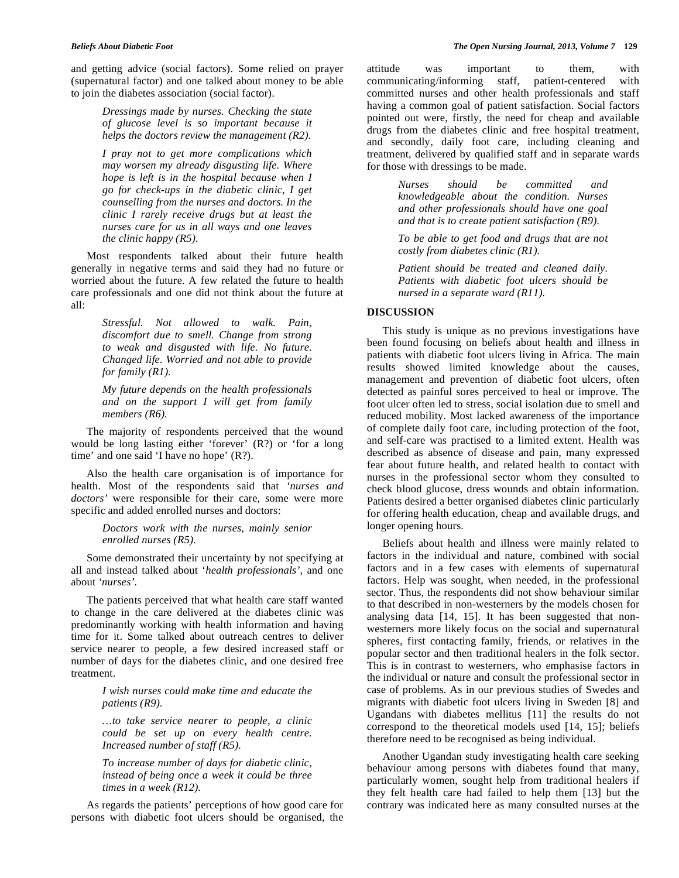and getting advice (social factors). Some relied on prayer (supernatural factor) and one talked about money to be able to join the diabetes association (social factor).

> *Dressings made by nurses. Checking the state of glucose level is so important because it helps the doctors review the management (R2).*

> *I pray not to get more complications which may worsen my already disgusting life. Where hope is left is in the hospital because when I go for check-ups in the diabetic clinic, I get counselling from the nurses and doctors. In the clinic I rarely receive drugs but at least the nurses care for us in all ways and one leaves the clinic happy (R5).*

Most respondents talked about their future health generally in negative terms and said they had no future or worried about the future. A few related the future to health care professionals and one did not think about the future at all:

> *Stressful. Not allowed to walk. Pain, discomfort due to smell. Change from strong to weak and disgusted with life. No future. Changed life. Worried and not able to provide for family (R1).*

> *My future depends on the health professionals and on the support I will get from family members (R6).*

The majority of respondents perceived that the wound would be long lasting either 'forever' (R?) or 'for a long time' and one said 'I have no hope' (R?).

Also the health care organisation is of importance for health. Most of the respondents said that *'nurses and doctors'* were responsible for their care, some were more specific and added enrolled nurses and doctors:

> *Doctors work with the nurses, mainly senior enrolled nurses (R5).*

Some demonstrated their uncertainty by not specifying at all and instead talked about *'health professionals'*, and one about *'nurses'*.

The patients perceived that what health care staff wanted to change in the care delivered at the diabetes clinic was predominantly working with health information and having time for it. Some talked about outreach centres to deliver service nearer to people, a few desired increased staff or number of days for the diabetes clinic, and one desired free treatment.

> *I wish nurses could make time and educate the patients (R9).*

> *…to take service nearer to people, a clinic could be set up on every health centre. Increased number of staff (R5).*

> *To increase number of days for diabetic clinic, instead of being once a week it could be three times in a week (R12).*

As regards the patients' perceptions of how good care for persons with diabetic foot ulcers should be organised, the attitude was important to them, with communicating/informing staff, patient-centered with committed nurses and other health professionals and staff having a common goal of patient satisfaction. Social factors pointed out were, firstly, the need for cheap and available drugs from the diabetes clinic and free hospital treatment, and secondly, daily foot care, including cleaning and treatment, delivered by qualified staff and in separate wards for those with dressings to be made.

> *Nurses should be committed and knowledgeable about the condition. Nurses and other professionals should have one goal and that is to create patient satisfaction (R9).*

> *To be able to get food and drugs that are not costly from diabetes clinic (R1).*

> *Patient should be treated and cleaned daily. Patients with diabetic foot ulcers should be nursed in a separate ward (R11).*

## DISCUSSION

This study is unique as no previous investigations have been found focusing on beliefs about health and illness in patients with diabetic foot ulcers living in Africa. The main results showed limited knowledge about the causes, management and prevention of diabetic foot ulcers, often detected as painful sores perceived to heal or improve. The foot ulcer often led to stress, social isolation due to smell and reduced mobility. Most lacked awareness of the importance of complete daily foot care, including protection of the foot, and self-care was practised to a limited extent. Health was described as absence of disease and pain, many expressed fear about future health, and related health to contact with nurses in the professional sector whom they consulted to check blood glucose, dress wounds and obtain information. Patients desired a better organised diabetes clinic particularly for offering health education, cheap and available drugs, and longer opening hours.

Beliefs about health and illness were mainly related to factors in the individual and nature, combined with social factors and in a few cases with elements of supernatural factors. Help was sought, when needed, in the professional sector. Thus, the respondents did not show behaviour similar to that described in non-westerners by the models chosen for analysing data [14, 15]. It has been suggested that non-westerners more likely focus on the social and supernatural spheres, first contacting family, friends, or relatives in the popular sector and then traditional healers in the folk sector. This is in contrast to westerners, who emphasise factors in the individual or nature and consult the professional sector in case of problems. As in our previous studies of Swedes and migrants with diabetic foot ulcers living in Sweden [8] and Ugandans with diabetes mellitus [11] the results do not correspond to the theoretical models used [14, 15]; beliefs therefore need to be recognised as being individual.

Another Ugandan study investigating health care seeking behaviour among persons with diabetes found that many, particularly women, sought help from traditional healers if they felt health care had failed to help them [13] but the contrary was indicated here as many consulted nurses at the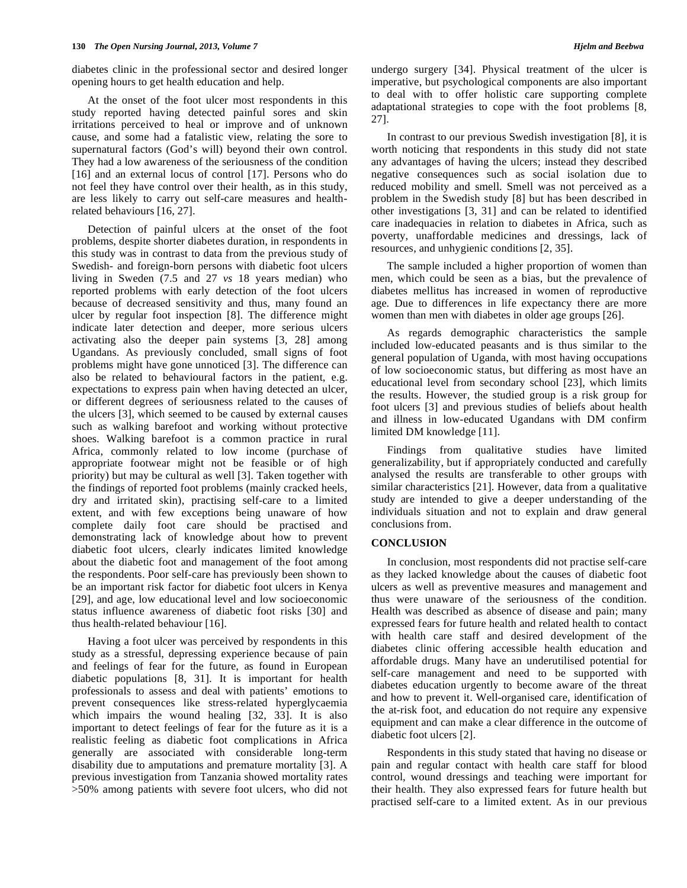diabetes clinic in the professional sector and desired longer opening hours to get health education and help.

At the onset of the foot ulcer most respondents in this study reported having detected painful sores and skin irritations perceived to heal or improve and of unknown cause, and some had a fatalistic view, relating the sore to supernatural factors (God's will) beyond their own control. They had a low awareness of the seriousness of the condition [16] and an external locus of control [17]. Persons who do not feel they have control over their health, as in this study, are less likely to carry out self-care measures and health-related behaviours [16, 27].

Detection of painful ulcers at the onset of the foot problems, despite shorter diabetes duration, in respondents in this study was in contrast to data from the previous study of Swedish- and foreign-born persons with diabetic foot ulcers living in Sweden (7.5 and 27 *vs* 18 years median) who reported problems with early detection of the foot ulcers because of decreased sensitivity and thus, many found an ulcer by regular foot inspection [8]. The difference might indicate later detection and deeper, more serious ulcers activating also the deeper pain systems [3, 28] among Ugandans. As previously concluded, small signs of foot problems might have gone unnoticed [3]. The difference can also be related to behavioural factors in the patient, e.g. expectations to express pain when having detected an ulcer, or different degrees of seriousness related to the causes of the ulcers [3], which seemed to be caused by external causes such as walking barefoot and working without protective shoes. Walking barefoot is a common practice in rural Africa, commonly related to low income (purchase of appropriate footwear might not be feasible or of high priority) but may be cultural as well [3]. Taken together with the findings of reported foot problems (mainly cracked heels, dry and irritated skin), practising self-care to a limited extent, and with few exceptions being unaware of how complete daily foot care should be practised and demonstrating lack of knowledge about how to prevent diabetic foot ulcers, clearly indicates limited knowledge about the diabetic foot and management of the foot among the respondents. Poor self-care has previously been shown to be an important risk factor for diabetic foot ulcers in Kenya [29], and age, low educational level and low socioeconomic status influence awareness of diabetic foot risks [30] and thus health-related behaviour [16].

Having a foot ulcer was perceived by respondents in this study as a stressful, depressing experience because of pain and feelings of fear for the future, as found in European diabetic populations [8, 31]. It is important for health professionals to assess and deal with patients' emotions to prevent consequences like stress-related hyperglycaemia which impairs the wound healing [32, 33]. It is also important to detect feelings of fear for the future as it is a realistic feeling as diabetic foot complications in Africa generally are associated with considerable long-term disability due to amputations and premature mortality [3]. A previous investigation from Tanzania showed mortality rates >50% among patients with severe foot ulcers, who did not undergo surgery [34]. Physical treatment of the ulcer is imperative, but psychological components are also important to deal with to offer holistic care supporting complete adaptational strategies to cope with the foot problems [8, 27].

In contrast to our previous Swedish investigation [8], it is worth noticing that respondents in this study did not state any advantages of having the ulcers; instead they described negative consequences such as social isolation due to reduced mobility and smell. Smell was not perceived as a problem in the Swedish study [8] but has been described in other investigations [3, 31] and can be related to identified care inadequacies in relation to diabetes in Africa, such as poverty, unaffordable medicines and dressings, lack of resources, and unhygienic conditions [2, 35].

The sample included a higher proportion of women than men, which could be seen as a bias, but the prevalence of diabetes mellitus has increased in women of reproductive age. Due to differences in life expectancy there are more women than men with diabetes in older age groups [26].

As regards demographic characteristics the sample included low-educated peasants and is thus similar to the general population of Uganda, with most having occupations of low socioeconomic status, but differing as most have an educational level from secondary school [23], which limits the results. However, the studied group is a risk group for foot ulcers [3] and previous studies of beliefs about health and illness in low-educated Ugandans with DM confirm limited DM knowledge [11].

Findings from qualitative studies have limited generalizability, but if appropriately conducted and carefully analysed the results are transferable to other groups with similar characteristics [21]. However, data from a qualitative study are intended to give a deeper understanding of the individuals situation and not to explain and draw general conclusions from.

## CONCLUSION

In conclusion, most respondents did not practise self-care as they lacked knowledge about the causes of diabetic foot ulcers as well as preventive measures and management and thus were unaware of the seriousness of the condition. Health was described as absence of disease and pain; many expressed fears for future health and related health to contact with health care staff and desired development of the diabetes clinic offering accessible health education and affordable drugs. Many have an underutilised potential for self-care management and need to be supported with diabetes education urgently to become aware of the threat and how to prevent it. Well-organised care, identification of the at-risk foot, and education do not require any expensive equipment and can make a clear difference in the outcome of diabetic foot ulcers [2].

Respondents in this study stated that having no disease or pain and regular contact with health care staff for blood control, wound dressings and teaching were important for their health. They also expressed fears for future health but practised self-care to a limited extent. As in our previous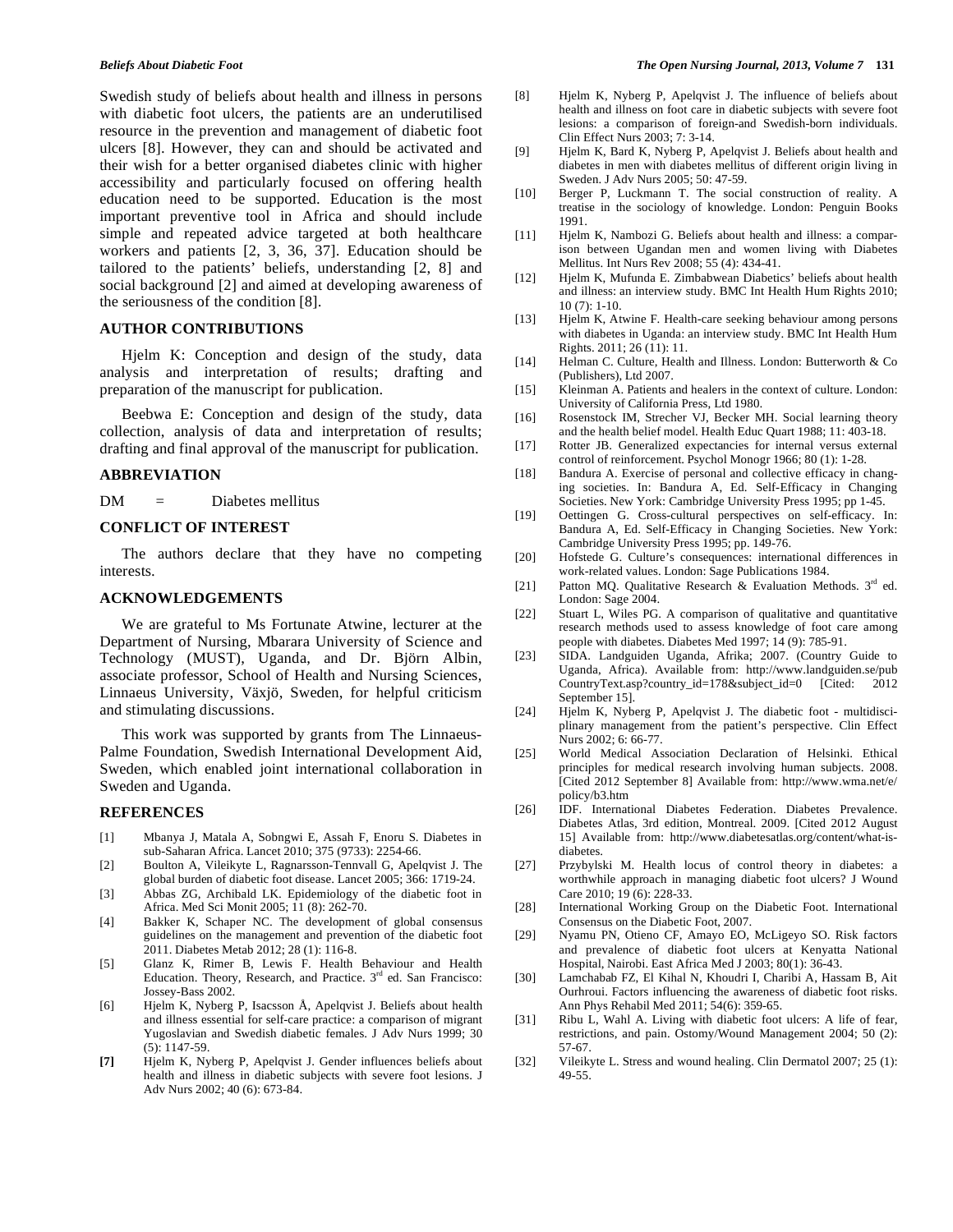Swedish study of beliefs about health and illness in persons with diabetic foot ulcers, the patients are an underutilised resource in the prevention and management of diabetic foot ulcers [8]. However, they can and should be activated and their wish for a better organised diabetes clinic with higher accessibility and particularly focused on offering health education need to be supported. Education is the most important preventive tool in Africa and should include simple and repeated advice targeted at both healthcare workers and patients [2, 3, 36, 37]. Education should be tailored to the patients' beliefs, understanding [2, 8] and social background [2] and aimed at developing awareness of the seriousness of the condition [8].

## AUTHOR CONTRIBUTIONS

Hjelm K: Conception and design of the study, data analysis and interpretation of results; drafting and preparation of the manuscript for publication.

Beebwa E: Conception and design of the study, data collection, analysis of data and interpretation of results; drafting and final approval of the manuscript for publication.

## ABBREVIATION

DM = Diabetes mellitus

## CONFLICT OF INTEREST

The authors declare that they have no competing interests.

## ACKNOWLEDGEMENTS

We are grateful to Ms Fortunate Atwine, lecturer at the Department of Nursing, Mbarara University of Science and Technology (MUST), Uganda, and Dr. Björn Albin, associate professor, School of Health and Nursing Sciences, Linnaeus University, Växjö, Sweden, for helpful criticism and stimulating discussions.

This work was supported by grants from The Linnaeus-Palme Foundation, Swedish International Development Aid, Sweden, which enabled joint international collaboration in Sweden and Uganda.

## REFERENCES

[1] Mbanya J, Matala A, Sobngwi E, Assah F, Enoru S. Diabetes in sub-Saharan Africa. Lancet 2010; 375 (9733): 2254-66.

[2] Boulton A, Vileikyte L, Ragnarsson-Tennvall G, Apelqvist J. The global burden of diabetic foot disease. Lancet 2005; 366: 1719-24.

[3] Abbas ZG, Archibald LK. Epidemiology of the diabetic foot in Africa. Med Sci Monit 2005; 11 (8): 262-70.

[4] Bakker K, Schaper NC. The development of global consensus guidelines on the management and prevention of the diabetic foot 2011. Diabetes Metab 2012; 28 (1): 116-8.

[5] Glanz K, Rimer B, Lewis F. Health Behaviour and Health Education. Theory, Research, and Practice. 3rd ed. San Francisco: Jossey-Bass 2002.

[6] Hjelm K, Nyberg P, Isacsson Å, Apelqvist J. Beliefs about health and illness essential for self-care practice: a comparison of migrant Yugoslavian and Swedish diabetic females. J Adv Nurs 1999; 30 (5): 1147-59.

**[7]** Hjelm K, Nyberg P, Apelqvist J. Gender influences beliefs about health and illness in diabetic subjects with severe foot lesions. J Adv Nurs 2002; 40 (6): 673-84.

[8] Hjelm K, Nyberg P, Apelqvist J. The influence of beliefs about health and illness on foot care in diabetic subjects with severe foot lesions: a comparison of foreign-and Swedish-born individuals. Clin Effect Nurs 2003; 7: 3-14.

[9] Hjelm K, Bard K, Nyberg P, Apelqvist J. Beliefs about health and diabetes in men with diabetes mellitus of different origin living in Sweden. J Adv Nurs 2005; 50: 47-59.

[10] Berger P, Luckmann T. The social construction of reality. A treatise in the sociology of knowledge. London: Penguin Books 1991.

[11] Hjelm K, Nambozi G. Beliefs about health and illness: a comparison between Ugandan men and women living with Diabetes Mellitus. Int Nurs Rev 2008; 55 (4): 434-41.

[12] Hjelm K, Mufunda E. Zimbabwean Diabetics' beliefs about health and illness: an interview study. BMC Int Health Hum Rights 2010; 10 (7): 1-10.

[13] Hjelm K, Atwine F. Health-care seeking behaviour among persons with diabetes in Uganda: an interview study. BMC Int Health Hum Rights. 2011; 26 (11): 11.

[14] Helman C. Culture, Health and Illness. London: Butterworth & Co (Publishers), Ltd 2007.

[15] Kleinman A. Patients and healers in the context of culture. London: University of California Press, Ltd 1980.

[16] Rosenstock IM, Strecher VJ, Becker MH. Social learning theory and the health belief model. Health Educ Quart 1988; 11: 403-18.

[17] Rotter JB. Generalized expectancies for internal versus external control of reinforcement. Psychol Monogr 1966; 80 (1): 1-28.

[18] Bandura A. Exercise of personal and collective efficacy in changing societies. In: Bandura A, Ed. Self-Efficacy in Changing Societies. New York: Cambridge University Press 1995; pp 1-45.

[19] Oettingen G. Cross-cultural perspectives on self-efficacy. In: Bandura A, Ed. Self-Efficacy in Changing Societies. New York: Cambridge University Press 1995; pp. 149-76.

[20] Hofstede G. Culture's consequences: international differences in work-related values. London: Sage Publications 1984.

[21] Patton MQ. Qualitative Research & Evaluation Methods. 3rd ed. London: Sage 2004.

[22] Stuart L, Wiles PG. A comparison of qualitative and quantitative research methods used to assess knowledge of foot care among people with diabetes. Diabetes Med 1997; 14 (9): 785-91.

[23] SIDA. Landguiden Uganda, Afrika; 2007. (Country Guide to Uganda, Africa). Available from: http://www.landguiden.se/pub CountryText.asp?country_id=178&subject_id=0 [Cited: 2012 September 15].

[24] Hjelm K, Nyberg P, Apelqvist J. The diabetic foot - multidisciplinary management from the patient's perspective. Clin Effect Nurs 2002; 6: 66-77.

[25] World Medical Association Declaration of Helsinki. Ethical principles for medical research involving human subjects. 2008. [Cited 2012 September 8] Available from: http://www.wma.net/e/policy/b3.htm

[26] IDF. International Diabetes Federation. Diabetes Prevalence. Diabetes Atlas, 3rd edition, Montreal. 2009. [Cited 2012 August 15] Available from: http://www.diabetesatlas.org/content/what-is-diabetes.

[27] Przybylski M. Health locus of control theory in diabetes: a worthwhile approach in managing diabetic foot ulcers? J Wound Care 2010; 19 (6): 228-33.

[28] International Working Group on the Diabetic Foot. International Consensus on the Diabetic Foot, 2007.

[29] Nyamu PN, Otieno CF, Amayo EO, McLigeyo SO. Risk factors and prevalence of diabetic foot ulcers at Kenyatta National Hospital, Nairobi. East Africa Med J 2003; 80(1): 36-43.

[30] Lamchabab FZ, El Kihal N, Khoudri I, Charibi A, Hassam B, Ait Ourhroui. Factors influencing the awareness of diabetic foot risks. Ann Phys Rehabil Med 2011; 54(6): 359-65.

[31] Ribu L, Wahl A. Living with diabetic foot ulcers: A life of fear, restrictions, and pain. Ostomy/Wound Management 2004; 50 (2): 57-67.

[32] Vileikyte L. Stress and wound healing. Clin Dermatol 2007; 25 (1): 49-55.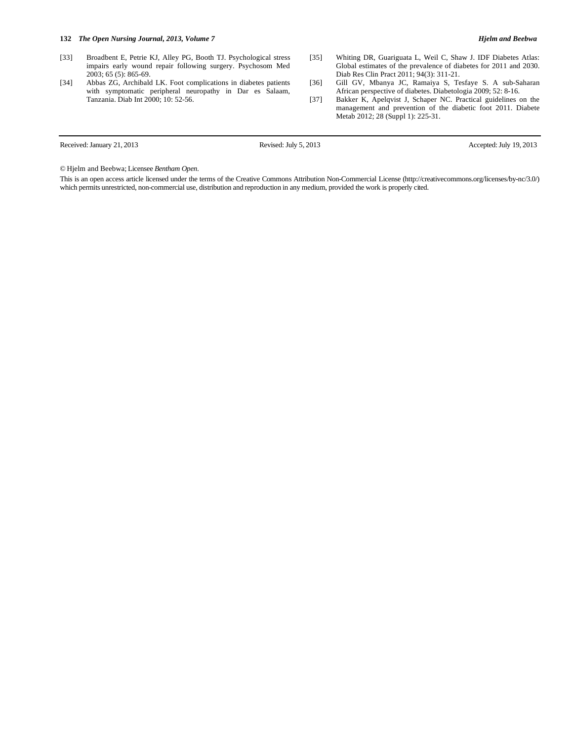[33] Broadbent E, Petrie KJ, Alley PG, Booth TJ. Psychological stress impairs early wound repair following surgery. Psychosom Med 2003; 65 (5): 865-69.

[34] Abbas ZG, Archibald LK. Foot complications in diabetes patients with symptomatic peripheral neuropathy in Dar es Salaam, Tanzania. Diab Int 2000; 10: 52-56.

[35] Whiting DR, Guariguata L, Weil C, Shaw J. IDF Diabetes Atlas: Global estimates of the prevalence of diabetes for 2011 and 2030. Diab Res Clin Pract 2011; 94(3): 311-21.

[36] Gill GV, Mbanya JC, Ramaiya S, Tesfaye S. A sub-Saharan African perspective of diabetes. Diabetologia 2009; 52: 8-16.

[37] Bakker K, Apelqvist J, Schaper NC. Practical guidelines on the management and prevention of the diabetic foot 2011. Diabete Metab 2012; 28 (Suppl 1): 225-31.

Received: January 21, 2013 Revised: July 5, 2013 Accepted: July 19, 2013

© Hjelm and Beebwa; Licensee *Bentham Open*.

This is an open access article licensed under the terms of the Creative Commons Attribution Non-Commercial License (http://creativecommons.org/licenses/by-nc/3.0/) which permits unrestricted, non-commercial use, distribution and reproduction in any medium, provided the work is properly cited.